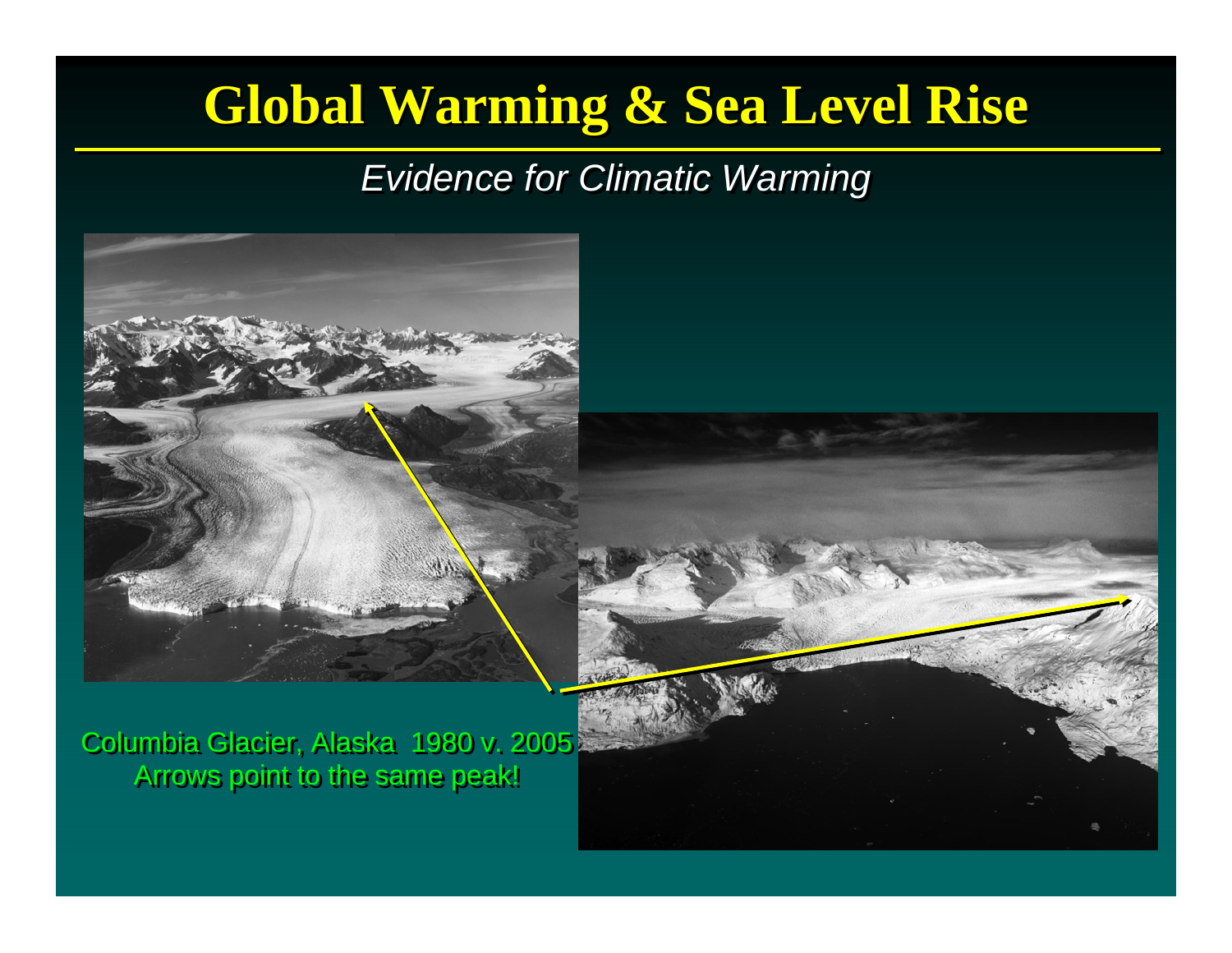# Global Warming & Sea Level Rise

*Evidence for Climatic Warming*

Columbia Glacier, Alaska 1980 v. 2005
Arrows point to the same peak!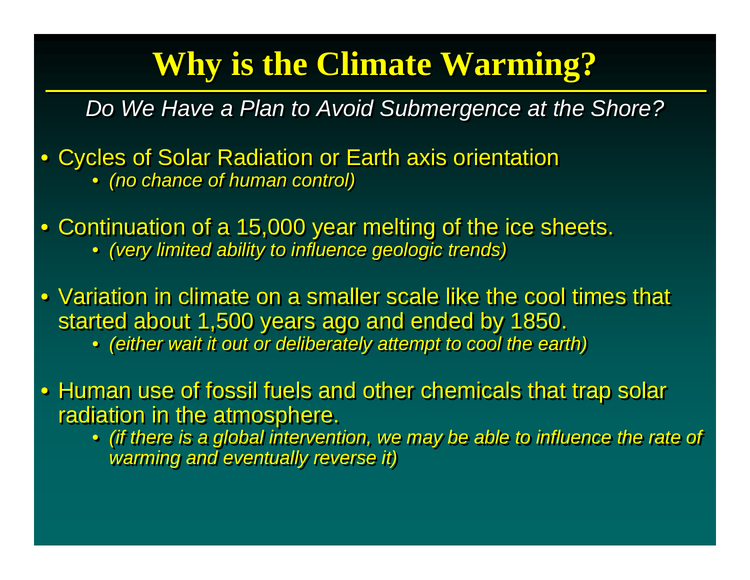# Why is the Climate Warming?

*Do We Have a Plan to Avoid Submergence at the Shore?*

- Cycles of Solar Radiation or Earth axis orientation
  - *(no chance of human control)*
- Continuation of a 15,000 year melting of the ice sheets.
  - *(very limited ability to influence geologic trends)*
- Variation in climate on a smaller scale like the cool times that started about 1,500 years ago and ended by 1850.
  - *(either wait it out or deliberately attempt to cool the earth)*
- Human use of fossil fuels and other chemicals that trap solar radiation in the atmosphere.
  - *(if there is a global intervention, we may be able to influence the rate of warming and eventually reverse it)*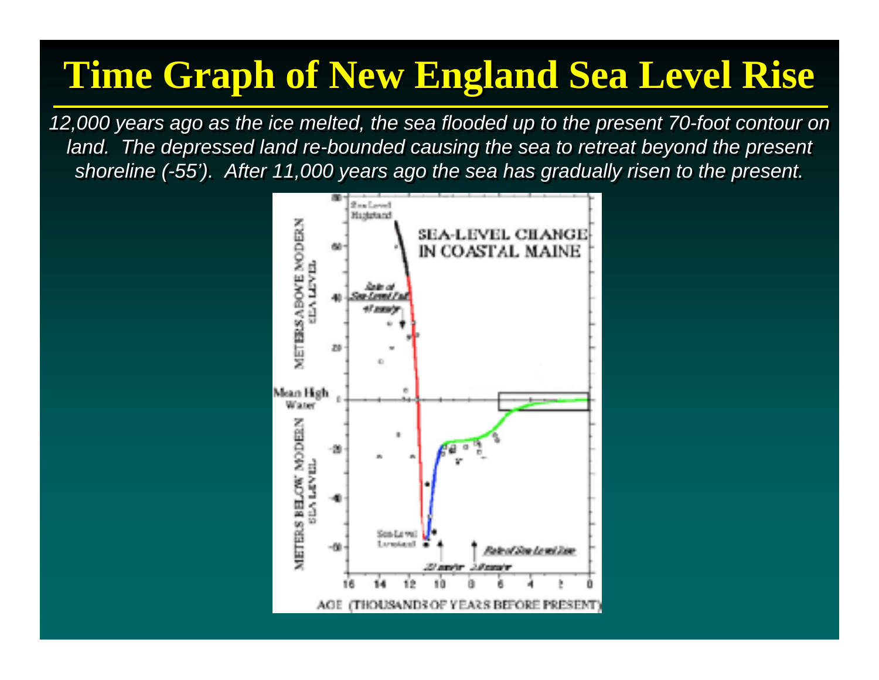# Time Graph of New England Sea Level Rise

*12,000 years ago as the ice melted, the sea flooded up to the present 70-foot contour on land. The depressed land re-bounded causing the sea to retreat beyond the present shoreline (-55'). After 11,000 years ago the sea has gradually risen to the present.*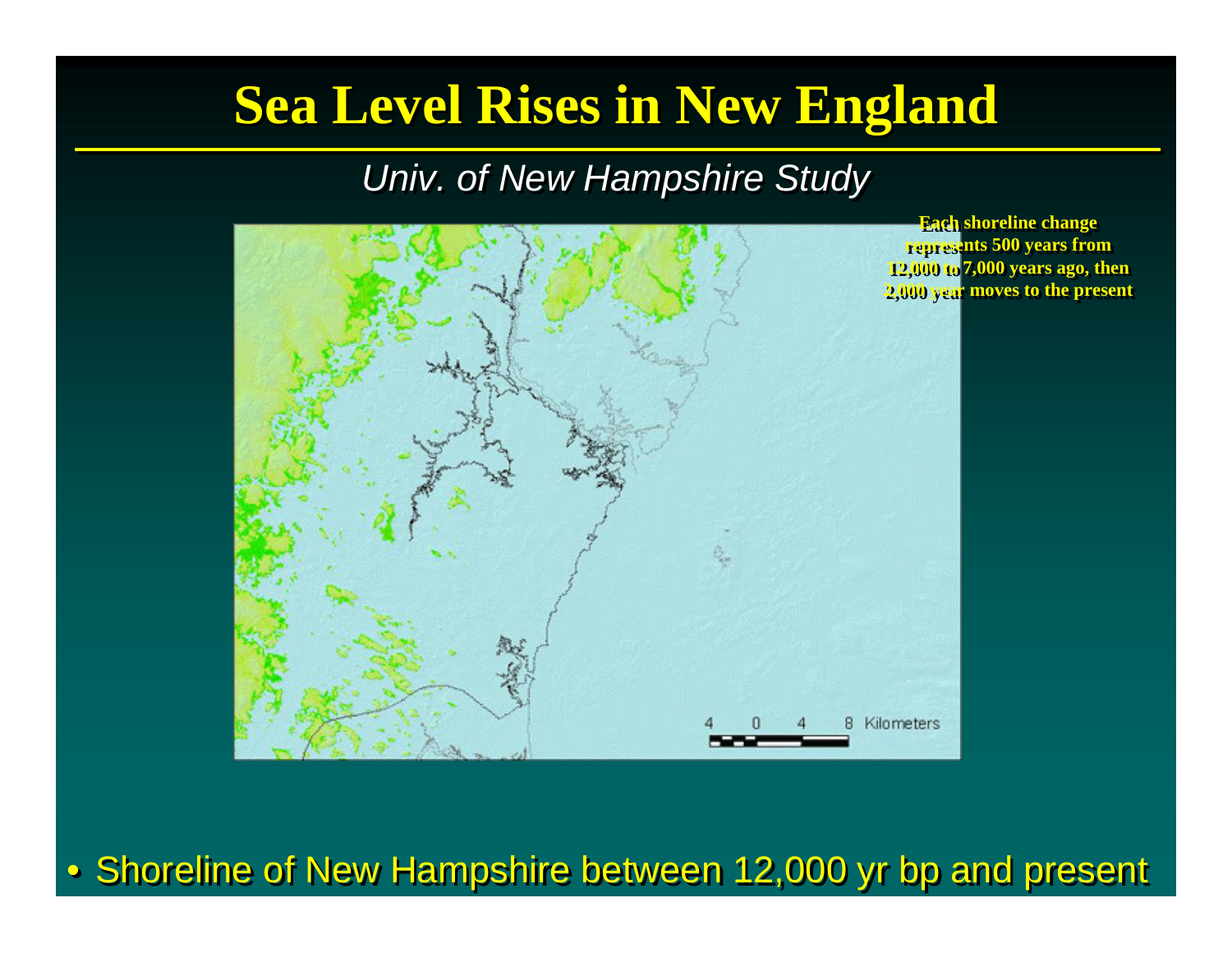# Sea Level Rises in New England

*Univ. of New Hampshire Study*

**Each shoreline change represents 500 years from 12,000 to 7,000 years ago, then 2,000 year moves to the present**

4 0 4 8 Kilometers

- Shoreline of New Hampshire between 12,000 yr bp and present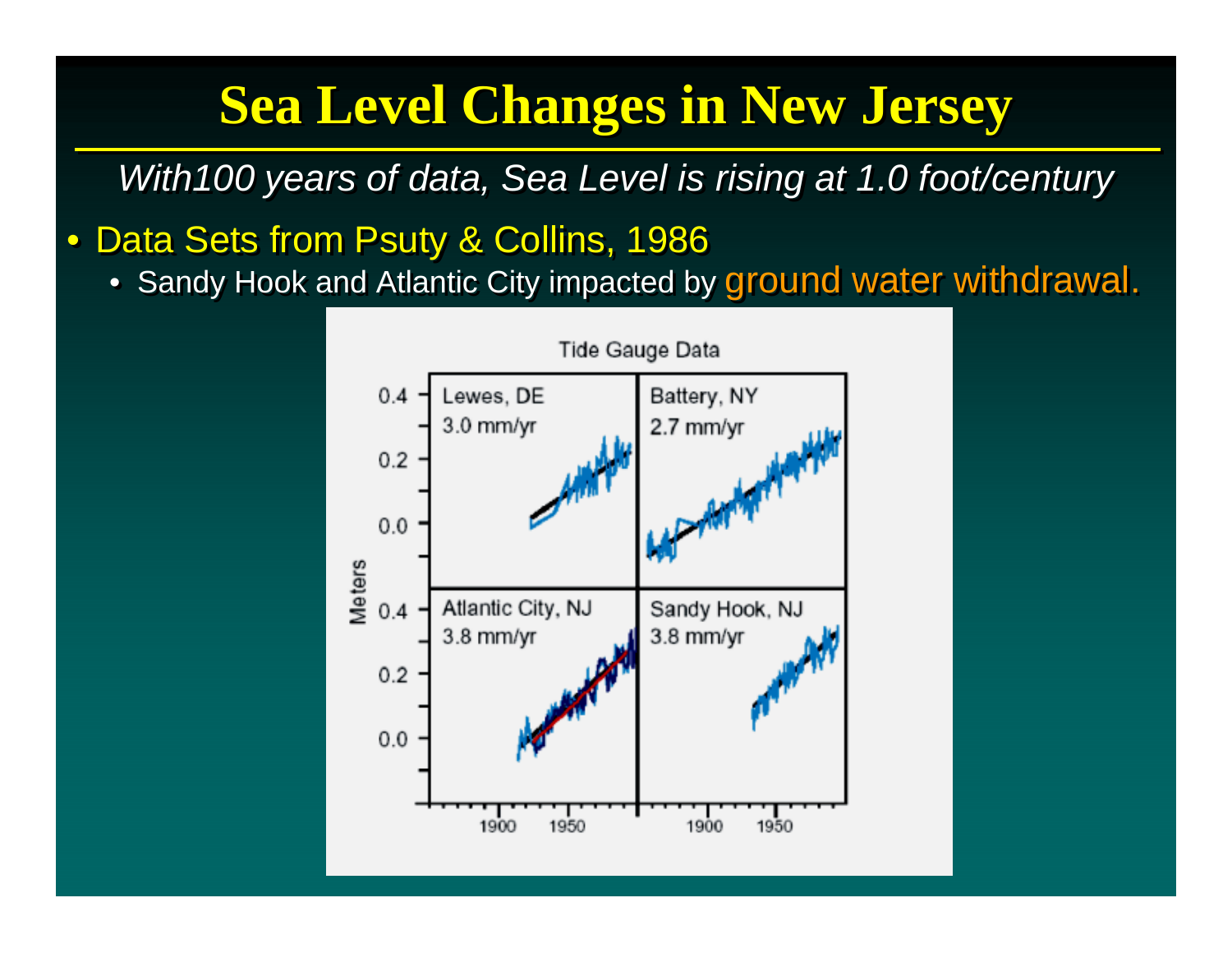# Sea Level Changes in New Jersey

*With100 years of data, Sea Level is rising at 1.0 foot/century*

- Data Sets from Psuty & Collins, 1986
  - Sandy Hook and Atlantic City impacted by ground water withdrawal.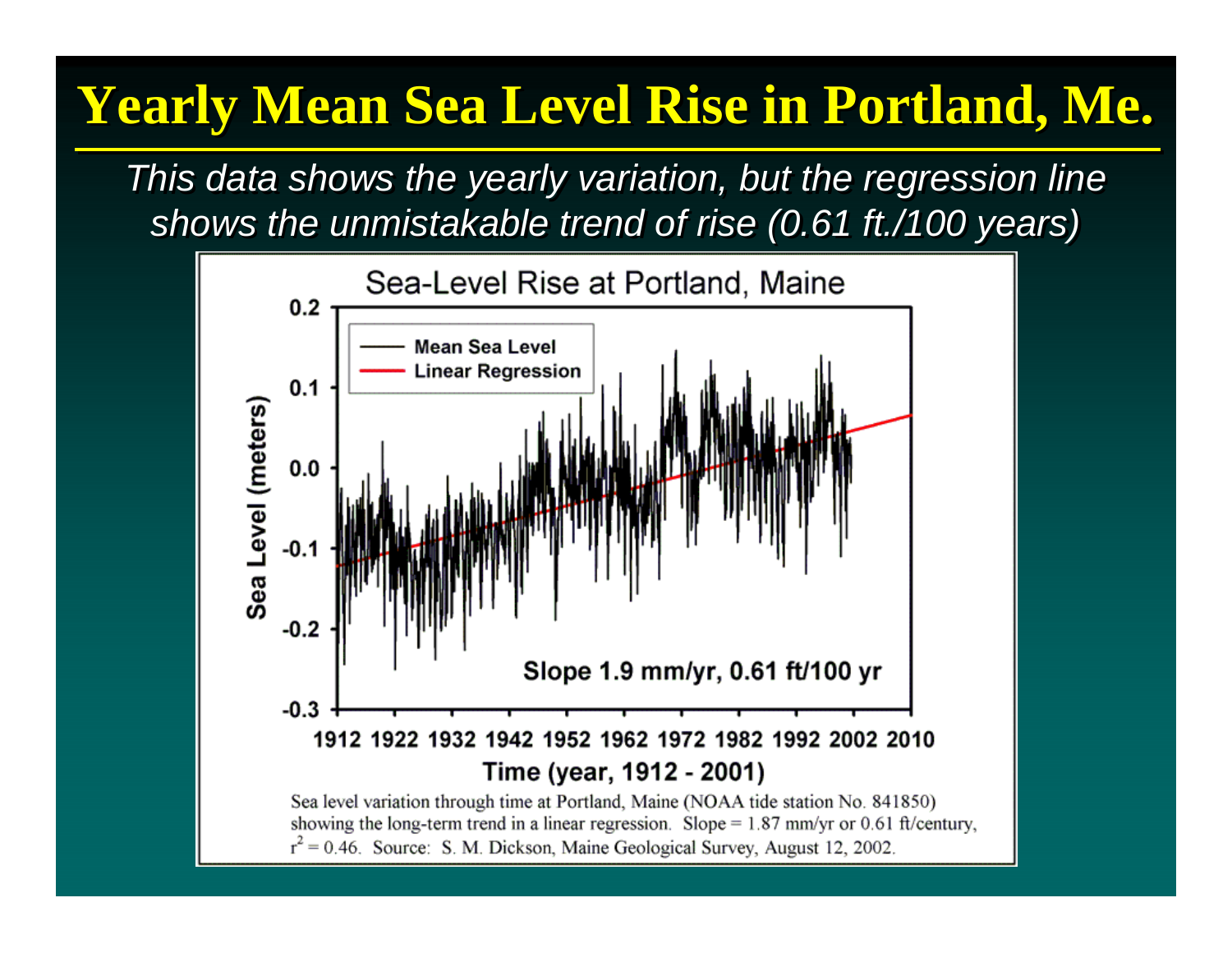# Yearly Mean Sea Level Rise in Portland, Me.

*This data shows the yearly variation, but the regression line shows the unmistakable trend of rise (0.61 ft./100 years)*

Sea-Level Rise at Portland, Maine

Mean Sea Level
Linear Regression

Sea Level (meters)

Slope 1.9 mm/yr, 0.61 ft/100 yr

Time (year, 1912 - 2001)

Sea level variation through time at Portland, Maine (NOAA tide station No. 841850) showing the long-term trend in a linear regression. Slope = 1.87 mm/yr or 0.61 ft/century, $r^2 = 0.46$. Source: S. M. Dickson, Maine Geological Survey, August 12, 2002.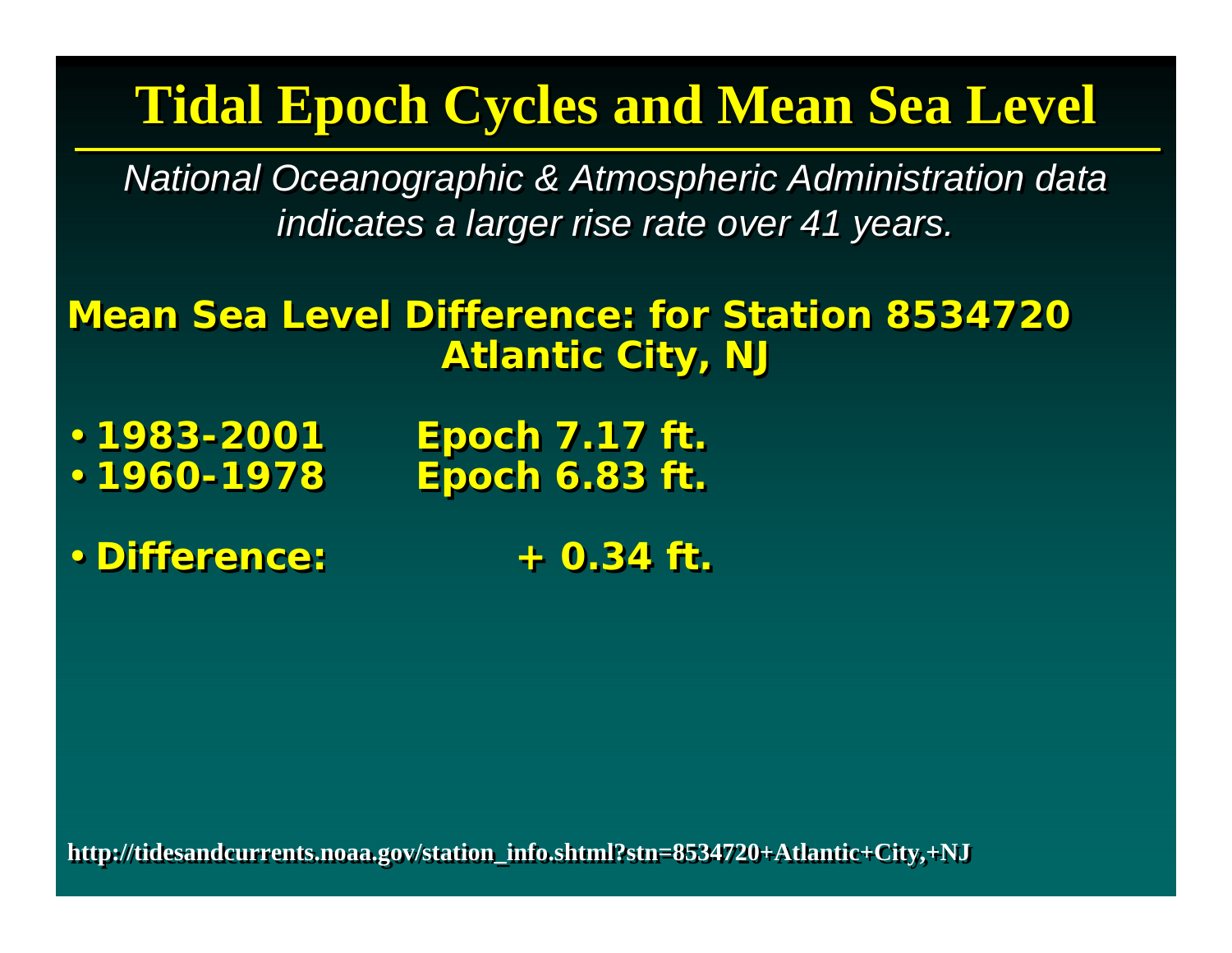# Tidal Epoch Cycles and Mean Sea Level

*National Oceanographic & Atmospheric Administration data indicates a larger rise rate over 41 years.*

## Mean Sea Level Difference: for Station 8534720 Atlantic City, NJ

- **1983-2001 Epoch 7.17 ft.**
- **1960-1978 Epoch 6.83 ft.**

- **Difference: + 0.34 ft.**

**http://tidesandcurrents.noaa.gov/station_info.shtml?stn=8534720+Atlantic+City,+NJ**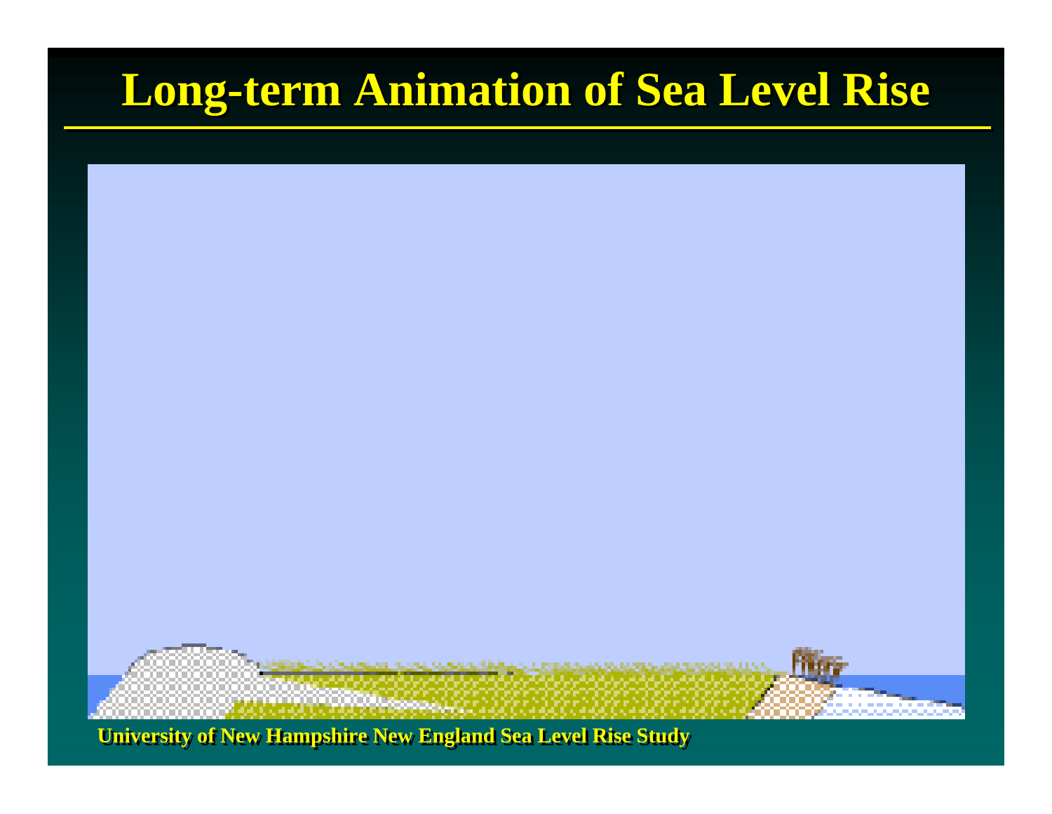# Long-term Animation of Sea Level Rise

**University of New Hampshire New England Sea Level Rise Study**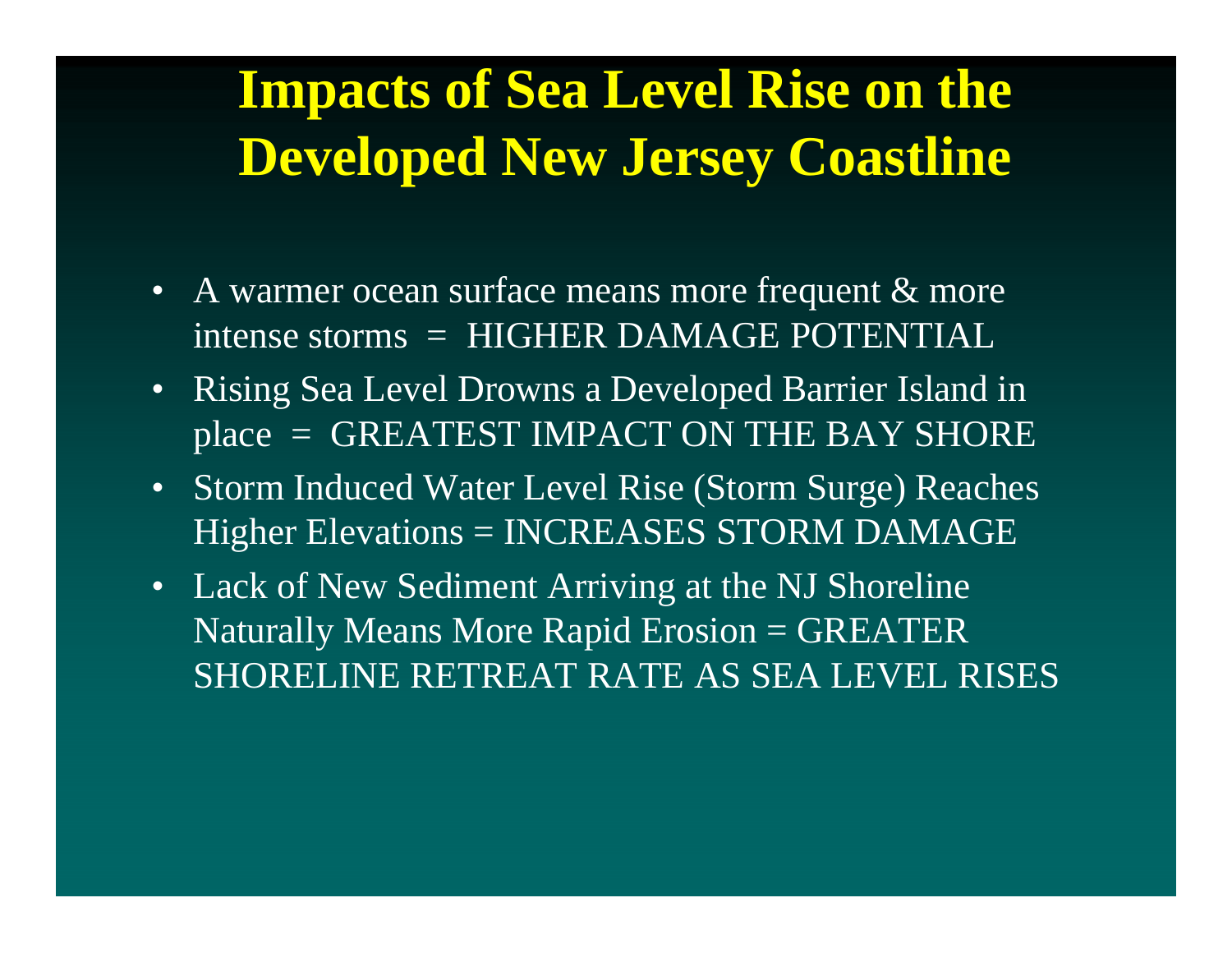# Impacts of Sea Level Rise on the Developed New Jersey Coastline

- A warmer ocean surface means more frequent & more intense storms = HIGHER DAMAGE POTENTIAL
- Rising Sea Level Drowns a Developed Barrier Island in place = GREATEST IMPACT ON THE BAY SHORE
- Storm Induced Water Level Rise (Storm Surge) Reaches Higher Elevations = INCREASES STORM DAMAGE
- Lack of New Sediment Arriving at the NJ Shoreline Naturally Means More Rapid Erosion = GREATER SHORELINE RETREAT RATE AS SEA LEVEL RISES